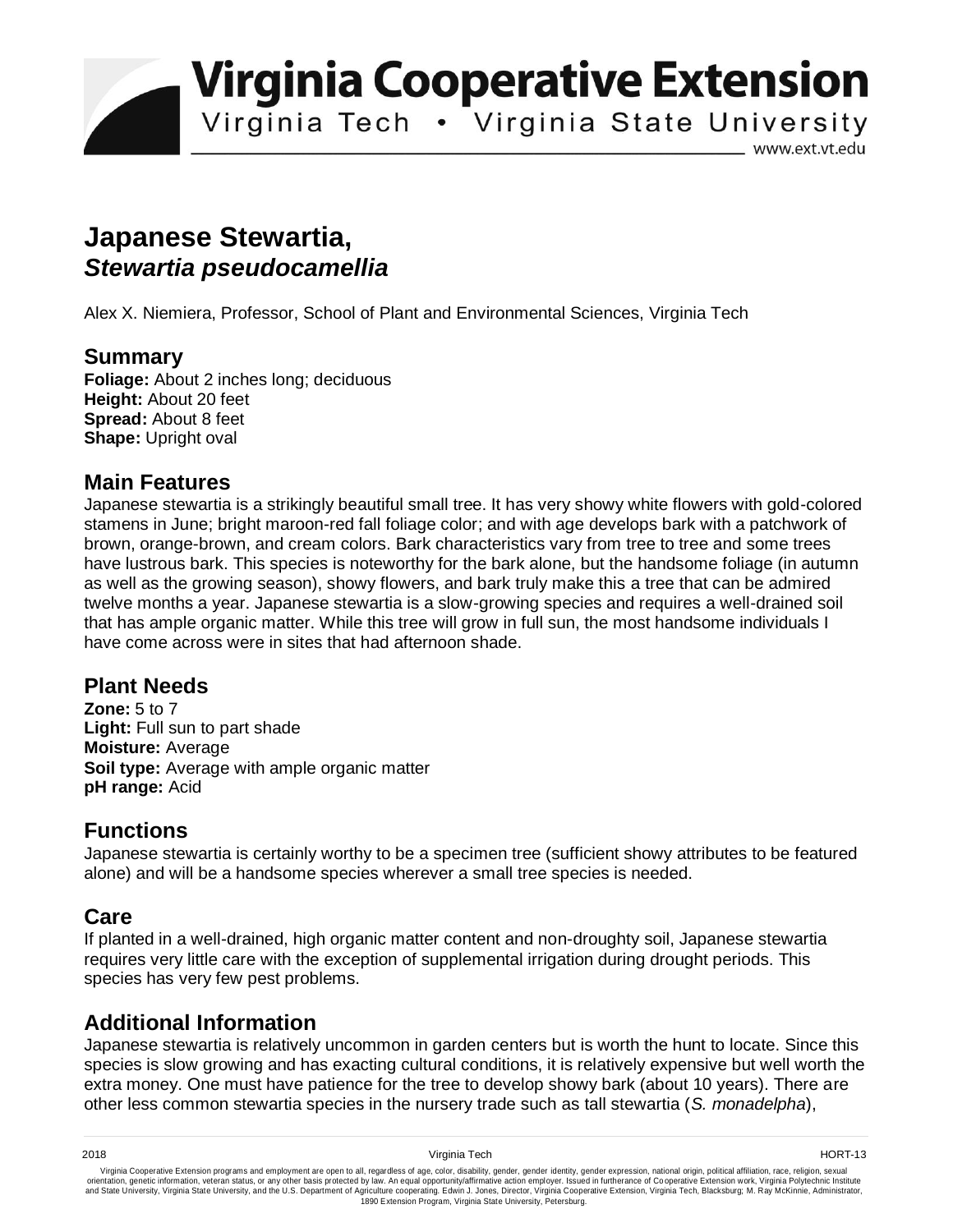# Virginia Cooperative Extension

Virginia Tech • Virginia State University

www.ext.vt.edu

# Japanese Stewartia, *Stewartia pseudocamellia*

Alex X. Niemiera, Professor, School of Plant and Environmental Sciences, Virginia Tech

## Summary

**Foliage:** About 2 inches long; deciduous
**Height:** About 20 feet
**Spread:** About 8 feet
**Shape:** Upright oval

## Main Features

Japanese stewartia is a strikingly beautiful small tree. It has very showy white flowers with gold-colored stamens in June; bright maroon-red fall foliage color; and with age develops bark with a patchwork of brown, orange-brown, and cream colors. Bark characteristics vary from tree to tree and some trees have lustrous bark. This species is noteworthy for the bark alone, but the handsome foliage (in autumn as well as the growing season), showy flowers, and bark truly make this a tree that can be admired twelve months a year. Japanese stewartia is a slow-growing species and requires a well-drained soil that has ample organic matter. While this tree will grow in full sun, the most handsome individuals I have come across were in sites that had afternoon shade.

## Plant Needs

**Zone:** 5 to 7
**Light:** Full sun to part shade
**Moisture:** Average
**Soil type:** Average with ample organic matter
**pH range:** Acid

## Functions

Japanese stewartia is certainly worthy to be a specimen tree (sufficient showy attributes to be featured alone) and will be a handsome species wherever a small tree species is needed.

## Care

If planted in a well-drained, high organic matter content and non-droughty soil, Japanese stewartia requires very little care with the exception of supplemental irrigation during drought periods. This species has very few pest problems.

## Additional Information

Japanese stewartia is relatively uncommon in garden centers but is worth the hunt to locate. Since this species is slow growing and has exacting cultural conditions, it is relatively expensive but well worth the extra money. One must have patience for the tree to develop showy bark (about 10 years). There are other less common stewartia species in the nursery trade such as tall stewartia (*S. monadelpha*),

2018 Virginia Tech HORT-13

Virginia Cooperative Extension programs and employment are open to all, regardless of age, color, disability, gender, gender identity, gender expression, national origin, political affiliation, race, religion, sexual orientation, genetic information, veteran status, or any other basis protected by law. An equal opportunity/affirmative action employer. Issued in furtherance of Cooperative Extension work, Virginia Polytechnic Institute and State University, Virginia State University, and the U.S. Department of Agriculture cooperating. Edwin J. Jones, Director, Virginia Cooperative Extension, Virginia Tech, Blacksburg; M. Ray McKinnie, Administrator, 1890 Extension Program, Virginia State University, Petersburg.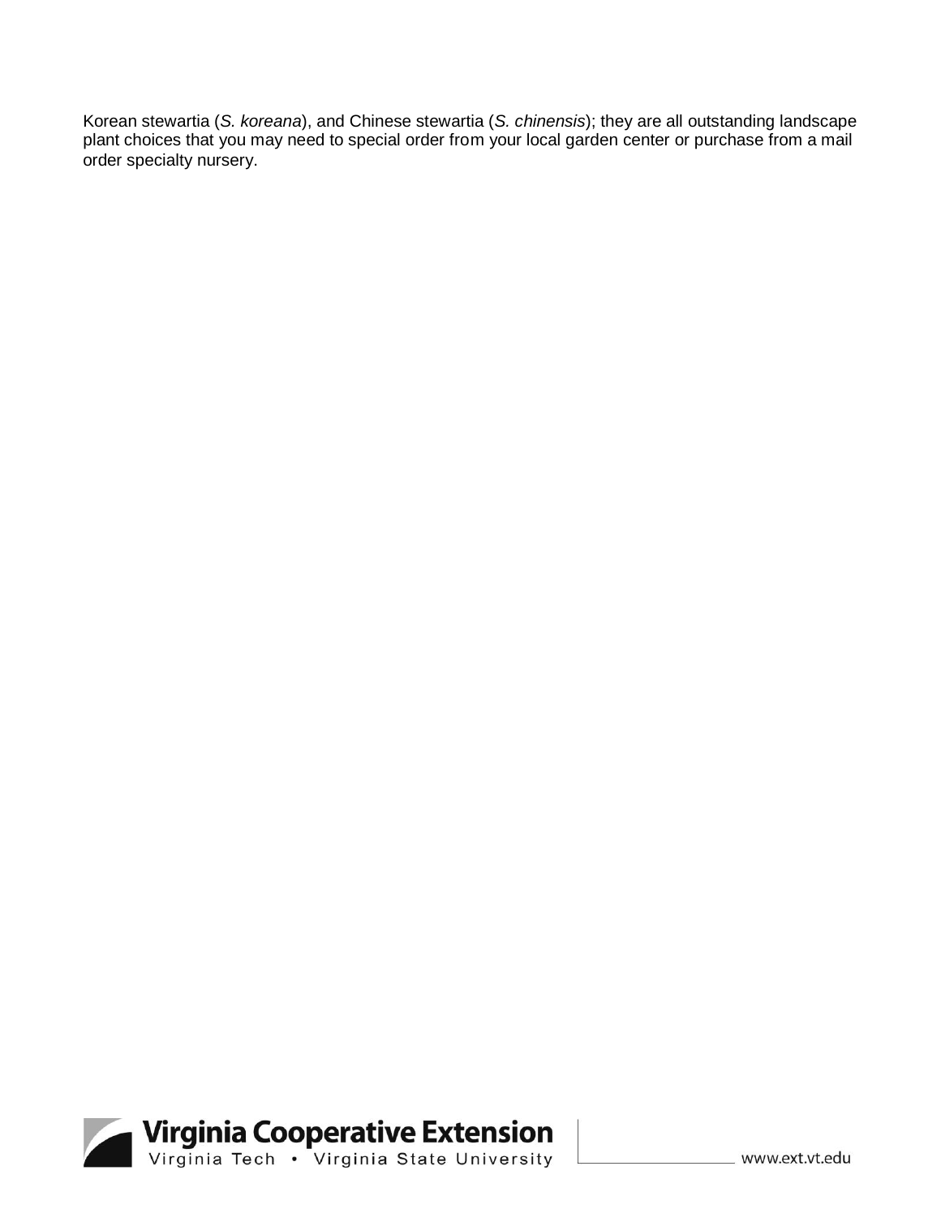Korean stewartia (*S. koreana*), and Chinese stewartia (*S. chinensis*); they are all outstanding landscape plant choices that you may need to special order from your local garden center or purchase from a mail order specialty nursery.